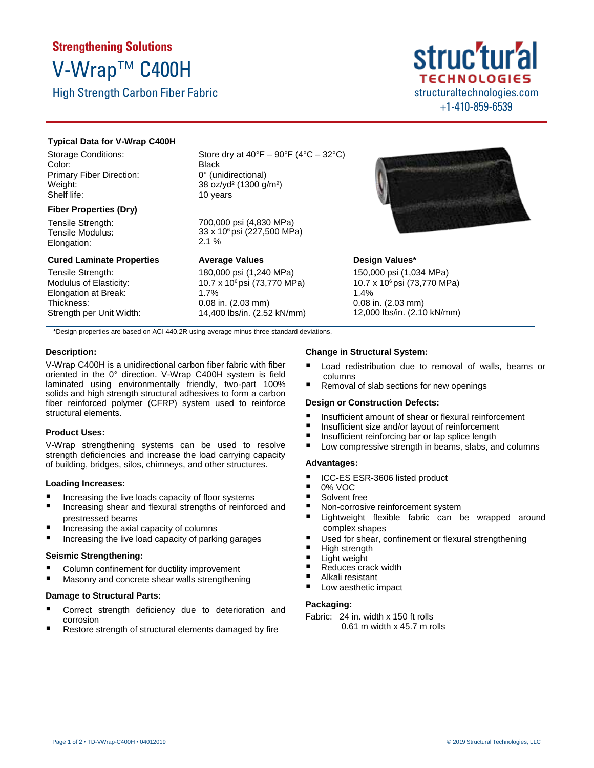Strengthening Solutions

# V-Wrap™ C400H

## High Strength Carbon Fiber Fabric

struc'tur'al TECHNOLOGIES
structuraltechnologies.com
+1-410-859-6539

### Typical Data for V-Wrap C400H

| | |
|---|---|
| Storage Conditions: | Store dry at 40°F – 90°F (4°C – 32°C) |
| Color: | Black |
| Primary Fiber Direction: | 0° (unidirectional) |
| Weight: | 38 oz/yd² (1300 g/m²) |
| Shelf life: | 10 years |

### Fiber Properties (Dry)

| | |
|---|---|
| Tensile Strength: | 700,000 psi (4,830 MPa) |
| Tensile Modulus: | 33 x $10^6$ psi (227,500 MPa) |
| Elongation: | 2.1 % |

| Cured Laminate Properties | Average Values | Design Values* |
|---|---|---|
| Tensile Strength: | 180,000 psi (1,240 MPa) | 150,000 psi (1,034 MPa) |
| Modulus of Elasticity: | 10.7 x $10^6$ psi (73,770 MPa) | 10.7 x $10^6$ psi (73,770 MPa) |
| Elongation at Break: | 1.7% | 1.4% |
| Thickness: | 0.08 in. (2.03 mm) | 0.08 in. (2.03 mm) |
| Strength per Unit Width: | 14,400 lbs/in. (2.52 kN/mm) | 12,000 lbs/in. (2.10 kN/mm) |

*Design properties are based on ACI 440.2R using average minus three standard deviations.

### Description:

V-Wrap C400H is a unidirectional carbon fiber fabric with fiber oriented in the 0° direction. V-Wrap C400H system is field laminated using environmentally friendly, two-part 100% solids and high strength structural adhesives to form a carbon fiber reinforced polymer (CFRP) system used to reinforce structural elements.

### Product Uses:

V-Wrap strengthening systems can be used to resolve strength deficiencies and increase the load carrying capacity of building, bridges, silos, chimneys, and other structures.

### Loading Increases:

- Increasing the live loads capacity of floor systems
- Increasing shear and flexural strengths of reinforced and prestressed beams
- Increasing the axial capacity of columns
- Increasing the live load capacity of parking garages

### Seismic Strengthening:

- Column confinement for ductility improvement
- Masonry and concrete shear walls strengthening

### Damage to Structural Parts:

- Correct strength deficiency due to deterioration and corrosion
- Restore strength of structural elements damaged by fire

### Change in Structural System:

- Load redistribution due to removal of walls, beams or columns
- Removal of slab sections for new openings

### Design or Construction Defects:

- Insufficient amount of shear or flexural reinforcement
- Insufficient size and/or layout of reinforcement
- Insufficient reinforcing bar or lap splice length
- Low compressive strength in beams, slabs, and columns

### Advantages:

- ICC-ES ESR-3606 listed product
- 0% VOC
- Solvent free
- Non-corrosive reinforcement system
- Lightweight flexible fabric can be wrapped around complex shapes
- Used for shear, confinement or flexural strengthening
- High strength
- Light weight
- Reduces crack width
- Alkali resistant
- Low aesthetic impact

### Packaging:

Fabric: 24 in. width x 150 ft rolls
0.61 m width x 45.7 m rolls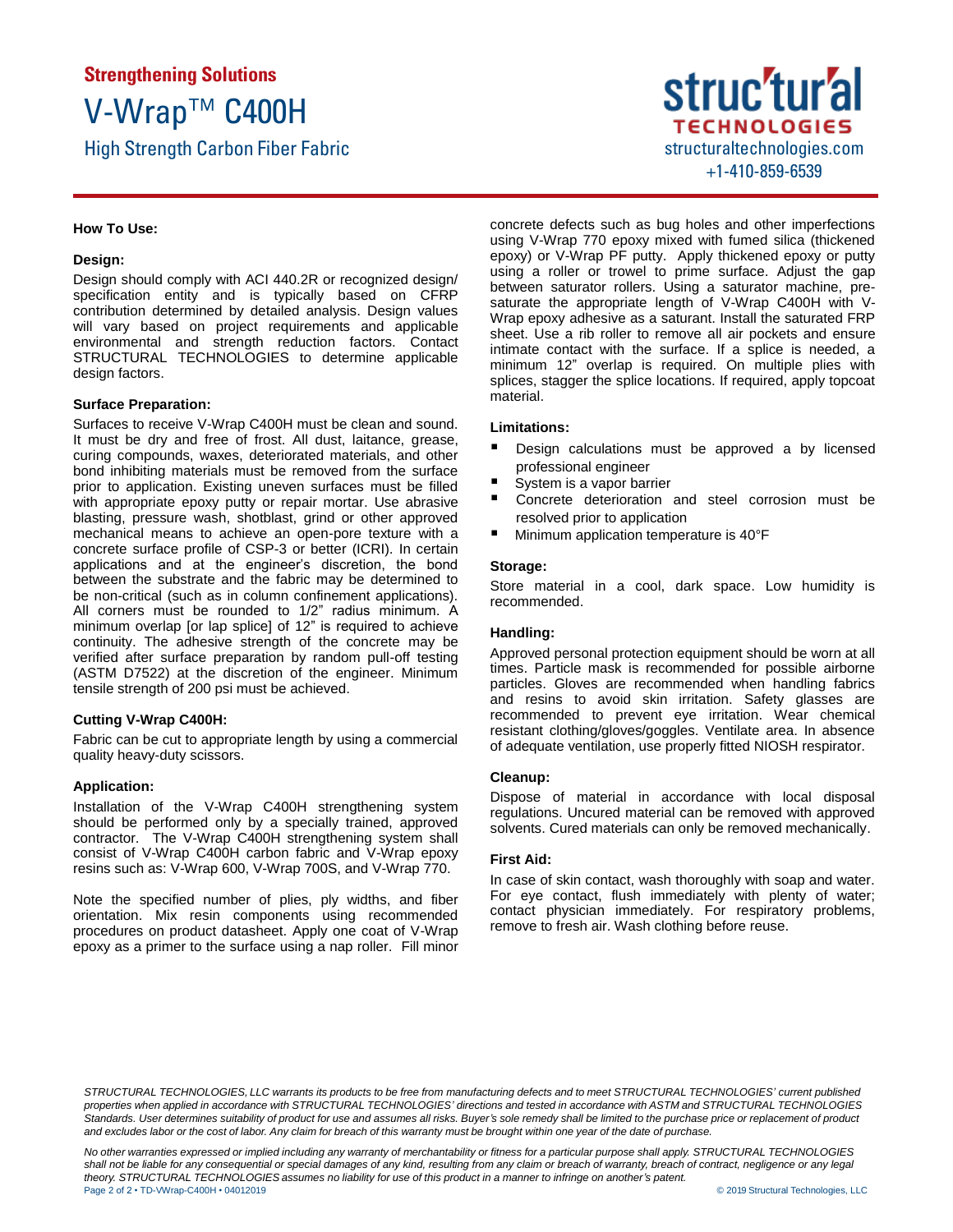**Strengthening Solutions**

# V-Wrap™ C400H

## High Strength Carbon Fiber Fabric

structuraltechnologies.com
+1-410-859-6539

### How To Use:

#### Design:

Design should comply with ACI 440.2R or recognized design/ specification entity and is typically based on CFRP contribution determined by detailed analysis. Design values will vary based on project requirements and applicable environmental and strength reduction factors. Contact STRUCTURAL TECHNOLOGIES to determine applicable design factors.

#### Surface Preparation:

Surfaces to receive V-Wrap C400H must be clean and sound. It must be dry and free of frost. All dust, laitance, grease, curing compounds, waxes, deteriorated materials, and other bond inhibiting materials must be removed from the surface prior to application. Existing uneven surfaces must be filled with appropriate epoxy putty or repair mortar. Use abrasive blasting, pressure wash, shotblast, grind or other approved mechanical means to achieve an open-pore texture with a concrete surface profile of CSP-3 or better (ICRI). In certain applications and at the engineer's discretion, the bond between the substrate and the fabric may be determined to be non-critical (such as in column confinement applications). All corners must be rounded to 1/2" radius minimum. A minimum overlap [or lap splice] of 12" is required to achieve continuity. The adhesive strength of the concrete may be verified after surface preparation by random pull-off testing (ASTM D7522) at the discretion of the engineer. Minimum tensile strength of 200 psi must be achieved.

#### Cutting V-Wrap C400H:

Fabric can be cut to appropriate length by using a commercial quality heavy-duty scissors.

#### Application:

Installation of the V-Wrap C400H strengthening system should be performed only by a specially trained, approved contractor. The V-Wrap C400H strengthening system shall consist of V-Wrap C400H carbon fabric and V-Wrap epoxy resins such as: V-Wrap 600, V-Wrap 700S, and V-Wrap 770.

Note the specified number of plies, ply widths, and fiber orientation. Mix resin components using recommended procedures on product datasheet. Apply one coat of V-Wrap epoxy as a primer to the surface using a nap roller. Fill minor concrete defects such as bug holes and other imperfections using V-Wrap 770 epoxy mixed with fumed silica (thickened epoxy) or V-Wrap PF putty. Apply thickened epoxy or putty using a roller or trowel to prime surface. Adjust the gap between saturator rollers. Using a saturator machine, pre-saturate the appropriate length of V-Wrap C400H with V-Wrap epoxy adhesive as a saturant. Install the saturated FRP sheet. Use a rib roller to remove all air pockets and ensure intimate contact with the surface. If a splice is needed, a minimum 12" overlap is required. On multiple plies with splices, stagger the splice locations. If required, apply topcoat material.

#### Limitations:

- Design calculations must be approved a by licensed professional engineer
- System is a vapor barrier
- Concrete deterioration and steel corrosion must be resolved prior to application
- Minimum application temperature is 40°F

#### Storage:

Store material in a cool, dark space. Low humidity is recommended.

#### Handling:

Approved personal protection equipment should be worn at all times. Particle mask is recommended for possible airborne particles. Gloves are recommended when handling fabrics and resins to avoid skin irritation. Safety glasses are recommended to prevent eye irritation. Wear chemical resistant clothing/gloves/goggles. Ventilate area. In absence of adequate ventilation, use properly fitted NIOSH respirator.

#### Cleanup:

Dispose of material in accordance with local disposal regulations. Uncured material can be removed with approved solvents. Cured materials can only be removed mechanically.

#### First Aid:

In case of skin contact, wash thoroughly with soap and water. For eye contact, flush immediately with plenty of water; contact physician immediately. For respiratory problems, remove to fresh air. Wash clothing before reuse.

*STRUCTURAL TECHNOLOGIES, LLC warrants its products to be free from manufacturing defects and to meet STRUCTURAL TECHNOLOGIES' current published properties when applied in accordance with STRUCTURAL TECHNOLOGIES' directions and tested in accordance with ASTM and STRUCTURAL TECHNOLOGIES Standards. User determines suitability of product for use and assumes all risks. Buyer's sole remedy shall be limited to the purchase price or replacement of product and excludes labor or the cost of labor. Any claim for breach of this warranty must be brought within one year of the date of purchase.*

*No other warranties expressed or implied including any warranty of merchantability or fitness for a particular purpose shall apply. STRUCTURAL TECHNOLOGIES shall not be liable for any consequential or special damages of any kind, resulting from any claim or breach of warranty, breach of contract, negligence or any legal theory. STRUCTURAL TECHNOLOGIES assumes no liability for use of this product in a manner to infringe on another's patent.*

TD-VWrap-C400H • 04012019

© 2019 Structural Technologies, LLC